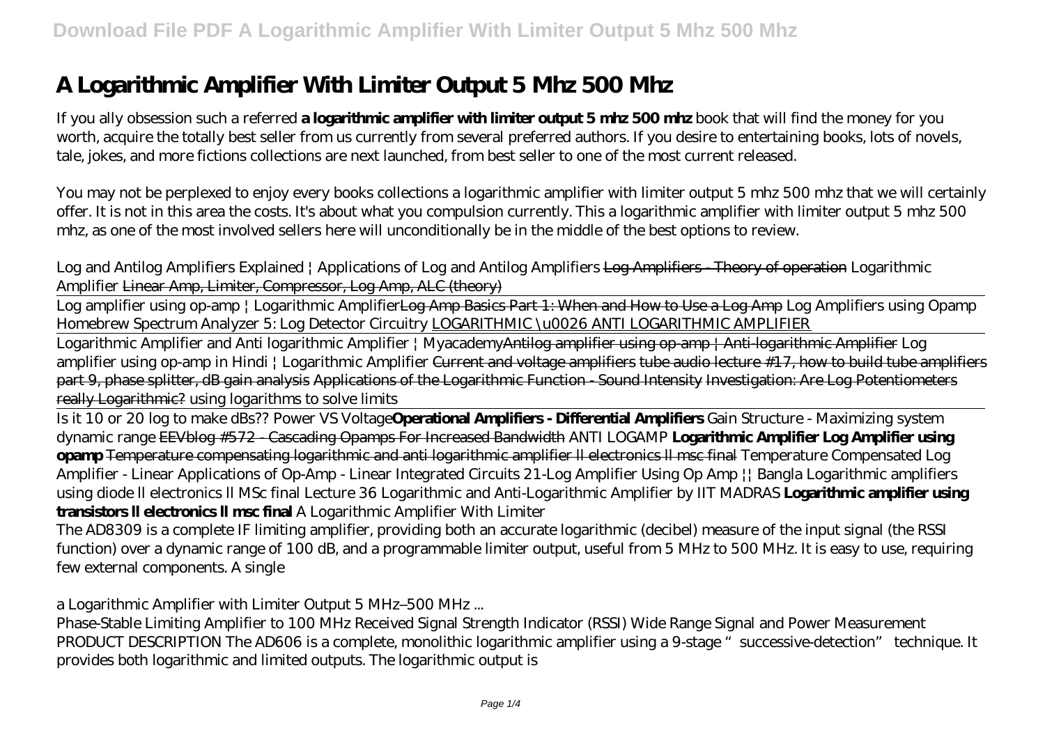// Note: the repeating "Download File PDF ..." site header and the "Page 1/4" footer are omitted as running headers/footers.

# A Logarithmic Amplifier With Limiter Output 5 Mhz 500 Mhz

If you ally obsession such a referred **a logarithmic amplifier with limiter output 5 mhz 500 mhz** book that will find the money for you worth, acquire the totally best seller from us currently from several preferred authors. If you desire to entertaining books, lots of novels, tale, jokes, and more fictions collections are next launched, from best seller to one of the most current released.

You may not be perplexed to enjoy every books collections a logarithmic amplifier with limiter output 5 mhz 500 mhz that we will certainly offer. It is not in this area the costs. It's about what you compulsion currently. This a logarithmic amplifier with limiter output 5 mhz 500 mhz, as one of the most involved sellers here will unconditionally be in the middle of the best options to review.

*Log and Antilog Amplifiers Explained | Applications of Log and Antilog Amplifiers* ~~Log Amplifiers - Theory of operation~~ *Logarithmic Amplifier* ~~Linear Amp, Limiter, Compressor, Log Amp, ALC (theory)~~

~~Log amplifier using op-amp | Logarithmic Amplifier~~ ~~Log Amp Basics Part 1: When and How to Use a Log Amp~~ *Log Amplifiers using Opamp* *Homebrew Spectrum Analyzer 5: Log Detector Circuitry* LOGARITHMIC \u0026 ANTI LOGARITHMIC AMPLIFIER

~~Logarithmic Amplifier and Anti logarithmic Amplifier | Myacademy~~ ~~Antilog amplifier using op-amp | Anti-logarithmic Amplifier~~ *Log amplifier using op-amp in Hindi | Logarithmic Amplifier* ~~Current and voltage amplifiers~~ ~~tube audio lecture #17, how to build tube amplifiers part 9, phase splitter, dB gain analysis~~ ~~Applications of the Logarithmic Function - Sound Intensity~~ ~~Investigation: Are Log Potentiometers really Logarithmic?~~ *using logarithms to solve limits*

~~Is it 10 or 20 log to make dBs?? Power VS Voltage~~ **Operational Amplifiers - Differential Amplifiers** *Gain Structure - Maximizing system dynamic range* ~~EEVblog #572 - Cascading Opamps For Increased Bandwidth~~ *ANTI LOGAMP* **Logarithmic Amplifier Log Amplifier using opamp** ~~Temperature compensating logarithmic and anti logarithmic amplifier ll electronics ll msc final~~ *Temperature Compensated Log Amplifier - Linear Applications of Op-Amp - Linear Integrated Circuits* *21-Log Amplifier Using Op Amp || Bangla* *Logarithmic amplifiers using diode ll electronics ll MSc final* *Lecture 36 Logarithmic and Anti-Logarithmic Amplifier by IIT MADRAS* **Logarithmic amplifier using transistors ll electronics ll msc final** *A Logarithmic Amplifier With Limiter*

The AD8309 is a complete IF limiting amplifier, providing both an accurate logarithmic (decibel) measure of the input signal (the RSSI function) over a dynamic range of 100 dB, and a programmable limiter output, useful from 5 MHz to 500 MHz. It is easy to use, requiring few external components. A single

*a Logarithmic Amplifier with Limiter Output 5 MHz–500 MHz ...*

Phase-Stable Limiting Amplifier to 100 MHz Received Signal Strength Indicator (RSSI) Wide Range Signal and Power Measurement PRODUCT DESCRIPTION The AD606 is a complete, monolithic logarithmic amplifier using a 9-stage "successive-detection" technique. It provides both logarithmic and limited outputs. The logarithmic output is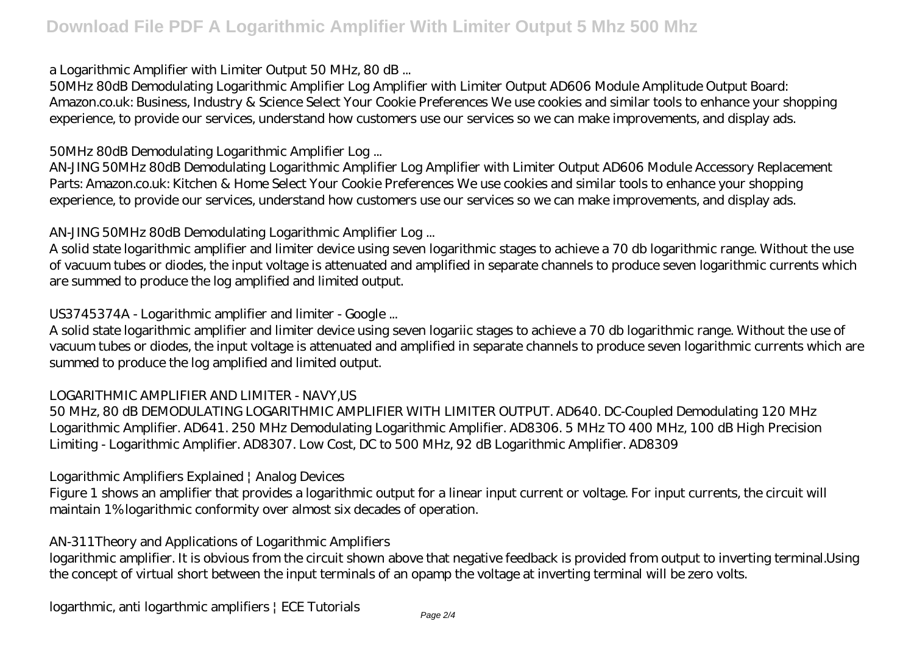*a Logarithmic Amplifier with Limiter Output 50 MHz, 80 dB ...*

50MHz 80dB Demodulating Logarithmic Amplifier Log Amplifier with Limiter Output AD606 Module Amplitude Output Board: Amazon.co.uk: Business, Industry & Science Select Your Cookie Preferences We use cookies and similar tools to enhance your shopping experience, to provide our services, understand how customers use our services so we can make improvements, and display ads.

*50MHz 80dB Demodulating Logarithmic Amplifier Log ...*

AN-JING 50MHz 80dB Demodulating Logarithmic Amplifier Log Amplifier with Limiter Output AD606 Module Accessory Replacement Parts: Amazon.co.uk: Kitchen & Home Select Your Cookie Preferences We use cookies and similar tools to enhance your shopping experience, to provide our services, understand how customers use our services so we can make improvements, and display ads.

*AN-JING 50MHz 80dB Demodulating Logarithmic Amplifier Log ...*

A solid state logarithmic amplifier and limiter device using seven logarithmic stages to achieve a 70 db logarithmic range. Without the use of vacuum tubes or diodes, the input voltage is attenuated and amplified in separate channels to produce seven logarithmic currents which are summed to produce the log amplified and limited output.

*US3745374A - Logarithmic amplifier and limiter - Google ...*

A solid state logarithmic amplifier and limiter device using seven logariic stages to achieve a 70 db logarithmic range. Without the use of vacuum tubes or diodes, the input voltage is attenuated and amplified in separate channels to produce seven logarithmic currents which are summed to produce the log amplified and limited output.

*LOGARITHMIC AMPLIFIER AND LIMITER - NAVY,US*

50 MHz, 80 dB DEMODULATING LOGARITHMIC AMPLIFIER WITH LIMITER OUTPUT. AD640. DC-Coupled Demodulating 120 MHz Logarithmic Amplifier. AD641. 250 MHz Demodulating Logarithmic Amplifier. AD8306. 5 MHz TO 400 MHz, 100 dB High Precision Limiting - Logarithmic Amplifier. AD8307. Low Cost, DC to 500 MHz, 92 dB Logarithmic Amplifier. AD8309

*Logarithmic Amplifiers Explained | Analog Devices*

Figure 1 shows an amplifier that provides a logarithmic output for a linear input current or voltage. For input currents, the circuit will maintain 1% logarithmic conformity over almost six decades of operation.

*AN-311Theory and Applications of Logarithmic Amplifiers*

logarithmic amplifier. It is obvious from the circuit shown above that negative feedback is provided from output to inverting terminal.Using the concept of virtual short between the input terminals of an opamp the voltage at inverting terminal will be zero volts.

*logarthmic, anti logarthmic amplifiers | ECE Tutorials*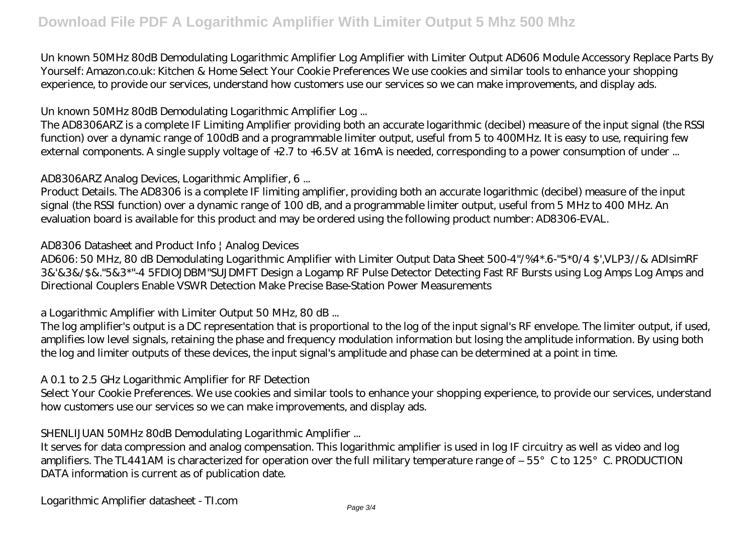Un known 50MHz 80dB Demodulating Logarithmic Amplifier Log Amplifier with Limiter Output AD606 Module Accessory Replace Parts By Yourself: Amazon.co.uk: Kitchen & Home Select Your Cookie Preferences We use cookies and similar tools to enhance your shopping experience, to provide our services, understand how customers use our services so we can make improvements, and display ads.

*Un known 50MHz 80dB Demodulating Logarithmic Amplifier Log ...*

The AD8306ARZ is a complete IF Limiting Amplifier providing both an accurate logarithmic (decibel) measure of the input signal (the RSSI function) over a dynamic range of 100dB and a programmable limiter output, useful from 5 to 400MHz. It is easy to use, requiring few external components. A single supply voltage of +2.7 to +6.5V at 16mA is needed, corresponding to a power consumption of under ...

*AD8306ARZ Analog Devices, Logarithmic Amplifier, 6 ...*

Product Details. The AD8306 is a complete IF limiting amplifier, providing both an accurate logarithmic (decibel) measure of the input signal (the RSSI function) over a dynamic range of 100 dB, and a programmable limiter output, useful from 5 MHz to 400 MHz. An evaluation board is available for this product and may be ordered using the following product number: AD8306-EVAL.

*AD8306 Datasheet and Product Info | Analog Devices*

AD606: 50 MHz, 80 dB Demodulating Logarithmic Amplifier with Limiter Output Data Sheet 500-4"/%4*.6-"5*0/4 $',VLP3//& ADIsimRF 3&'&3&/$&."5&3*"-4 5FDIOJDBM"SUJDMFT Design a Logamp RF Pulse Detector Detecting Fast RF Bursts using Log Amps Log Amps and Directional Couplers Enable VSWR Detection Make Precise Base-Station Power Measurements

*a Logarithmic Amplifier with Limiter Output 50 MHz, 80 dB ...*

The log amplifier's output is a DC representation that is proportional to the log of the input signal's RF envelope. The limiter output, if used, amplifies low level signals, retaining the phase and frequency modulation information but losing the amplitude information. By using both the log and limiter outputs of these devices, the input signal's amplitude and phase can be determined at a point in time.

*A 0.1 to 2.5 GHz Logarithmic Amplifier for RF Detection*

Select Your Cookie Preferences. We use cookies and similar tools to enhance your shopping experience, to provide our services, understand how customers use our services so we can make improvements, and display ads.

*SHENLIJUAN 50MHz 80dB Demodulating Logarithmic Amplifier ...*

It serves for data compression and analog compensation. This logarithmic amplifier is used in log IF circuitry as well as video and log amplifiers. The TL441AM is characterized for operation over the full military temperature range of – 55°C to 125°C. PRODUCTION DATA information is current as of publication date.

*Logarithmic Amplifier datasheet - TI.com*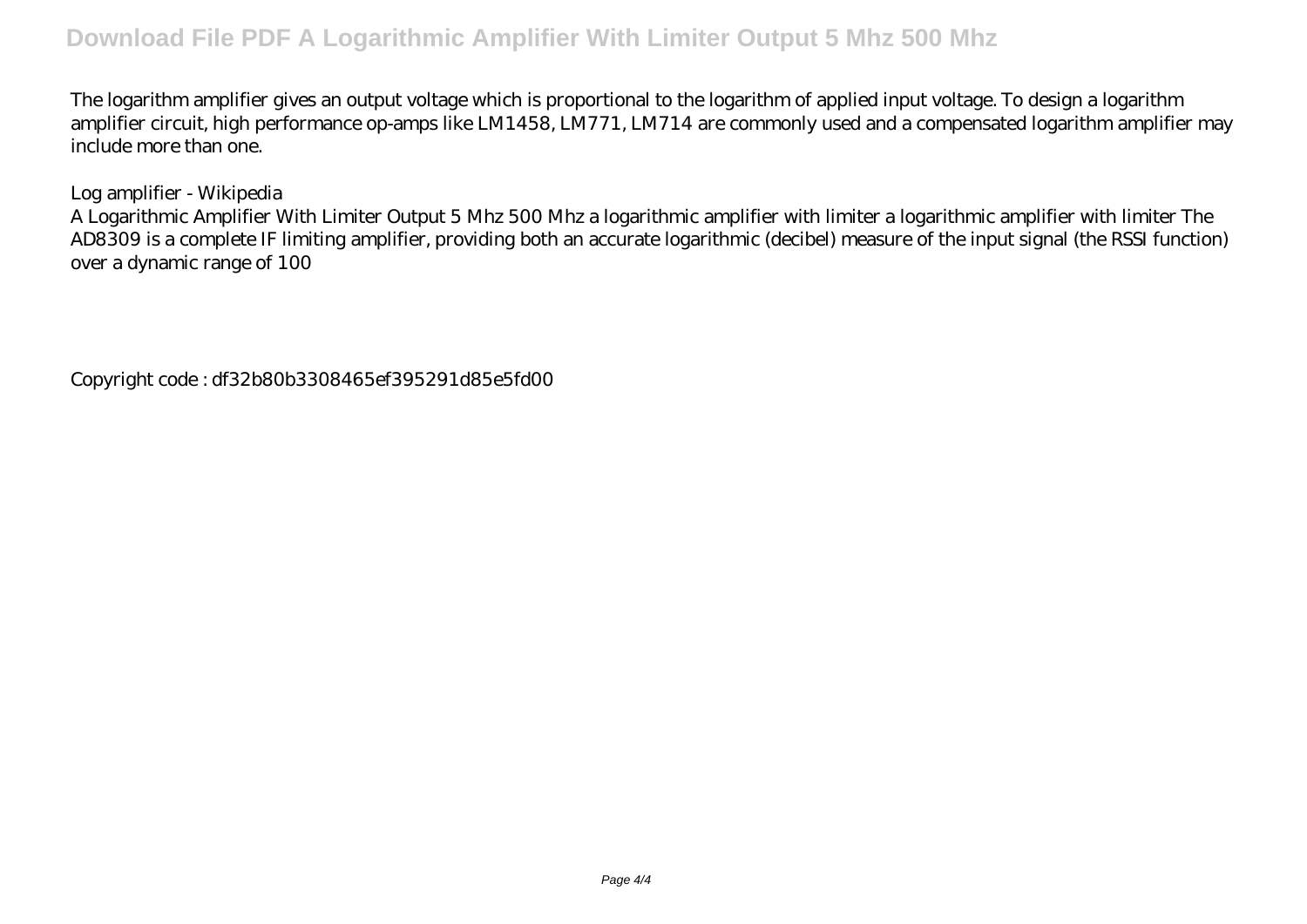The logarithm amplifier gives an output voltage which is proportional to the logarithm of applied input voltage. To design a logarithm amplifier circuit, high performance op-amps like LM1458, LM771, LM714 are commonly used and a compensated logarithm amplifier may include more than one.

Log amplifier - Wikipedia

A Logarithmic Amplifier With Limiter Output 5 Mhz 500 Mhz a logarithmic amplifier with limiter a logarithmic amplifier with limiter The AD8309 is a complete IF limiting amplifier, providing both an accurate logarithmic (decibel) measure of the input signal (the RSSI function) over a dynamic range of 100

Copyright code : df32b80b3308465ef395291d85e5fd00